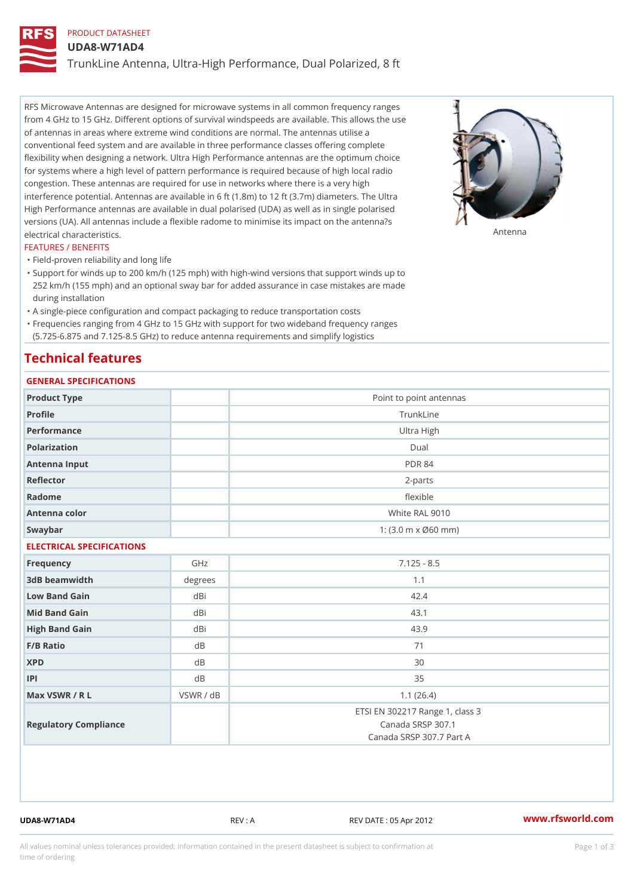PRODUCT DATASHEET

# UDA8-W71AD4

## TrunkLine Antenna, Ultra-High Performance, Dual Polarized, 8 ft

RFS Microwave Antennas are designed for microwave systems in all common frequency ranges from 4 GHz to 15 GHz. Different options of survival windspeeds are available. This allows the use of antennas in areas where extreme wind conditions are normal. The antennas utilise a conventional feed system and are available in three performance classes offering complete flexibility when designing a network. Ultra High Performance antennas are the optimum choice for systems where a high level of pattern performance is required because of high local radio congestion. These antennas are required for use in networks where there is a very high interference potential. Antennas are available in 6 ft (1.8m) to 12 ft (3.7m) diameters. The Ultra High Performance antennas are available in dual polarised (UDA) as well as in single polarised versions (UA). All antennas include a flexible radome to minimise its impact on the antenna?s electrical characteristics.

Antenna

FEATURES / BENEFITS

- Field-proven reliability and long life
- Support for winds up to 200 km/h (125 mph) with high-wind versions that support winds up to 252 km/h (155 mph) and an optional sway bar for added assurance in case mistakes are made during installation
- A single-piece configuration and compact packaging to reduce transportation costs
- Frequencies ranging from 4 GHz to 15 GHz with support for two wideband frequency ranges (5.725-6.875 and 7.125-8.5 GHz) to reduce antenna requirements and simplify logistics

# Technical features

### GENERAL SPECIFICATIONS

| | | |
|---|---|---|
| Product Type | | Point to point antennas |
| Profile | | TrunkLine |
| Performance | | Ultra High |
| Polarization | | Dual |
| Antenna Input | | PDR 84 |
| Reflector | | 2-parts |
| Radome | | flexible |
| Antenna color | | White RAL 9010 |
| Swaybar | | 1: (3.0 m x Ø60 mm) |

### ELECTRICAL SPECIFICATIONS

| | | |
|---|---|---|
| Frequency | GHz | 7.125 - 8.5 |
| 3dB beamwidth | degrees | 1.1 |
| Low Band Gain | dBi | 42.4 |
| Mid Band Gain | dBi | 43.1 |
| High Band Gain | dBi | 43.9 |
| F/B Ratio | dB | 71 |
| XPD | dB | 30 |
| IPI | dB | 35 |
| Max VSWR / R L | VSWR / dB | 1.1 (26.4) |
| Regulatory Compliance | | ETSI EN 302217 Range 1, class 3<br>Canada SRSP 307.1<br>Canada SRSP 307.7 Part A |

UDA8-W71AD4 REV : A REV DATE : 05 Apr 2012 www.rfsworld.com

All values nominal unless tolerances provided; information contained in the present datasheet is subject to confirmation at time of ordering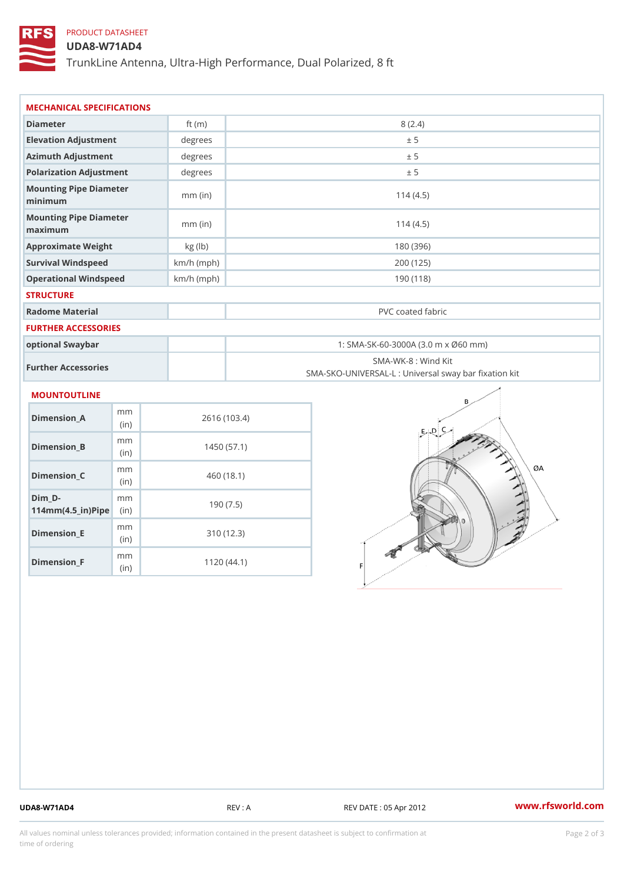PRODUCT DATASHEET

# UDA8-W71AD4

TrunkLine Antenna, Ultra-High Performance, Dual Polarized, 8 ft

## MECHANICAL SPECIFICATIONS

| | | |
|---|---|---|
| Diameter | ft (m) | 8 (2.4) |
| Elevation Adjustment | degrees | ± 5 |
| Azimuth Adjustment | degrees | ± 5 |
| Polarization Adjustment | degrees | ± 5 |
| Mounting Pipe Diameter minimum | mm (in) | 114 (4.5) |
| Mounting Pipe Diameter maximum | mm (in) | 114 (4.5) |
| Approximate Weight | kg (lb) | 180 (396) |
| Survival Windspeed | km/h (mph) | 200 (125) |
| Operational Windspeed | km/h (mph) | 190 (118) |

## STRUCTURE

| | | |
|---|---|---|
| Radome Material | | PVC coated fabric |

## FURTHER ACCESSORIES

| | | |
|---|---|---|
| optional Swaybar | | 1: SMA-SK-60-3000A (3.0 m x Ø60 mm) |
| Further Accessories | | SMA-WK-8 : Wind Kit<br>SMA-SKO-UNIVERSAL-L : Universal sway bar fixation kit |

## MOUNTOUTLINE

| | | |
|---|---|---|
| Dimension_A | mm (in) | 2616 (103.4) |
| Dimension_B | mm (in) | 1450 (57.1) |
| Dimension_C | mm (in) | 460 (18.1) |
| Dim_D-114mm(4.5_in)Pipe | mm (in) | 190 (7.5) |
| Dimension_E | mm (in) | 310 (12.3) |
| Dimension_F | mm (in) | 1120 (44.1) |

UDA8-W71AD4 REV : A REV DATE : 05 Apr 2012 www.rfsworld.com

All values nominal unless tolerances provided; information contained in the present datasheet is subject to confirmation at time of ordering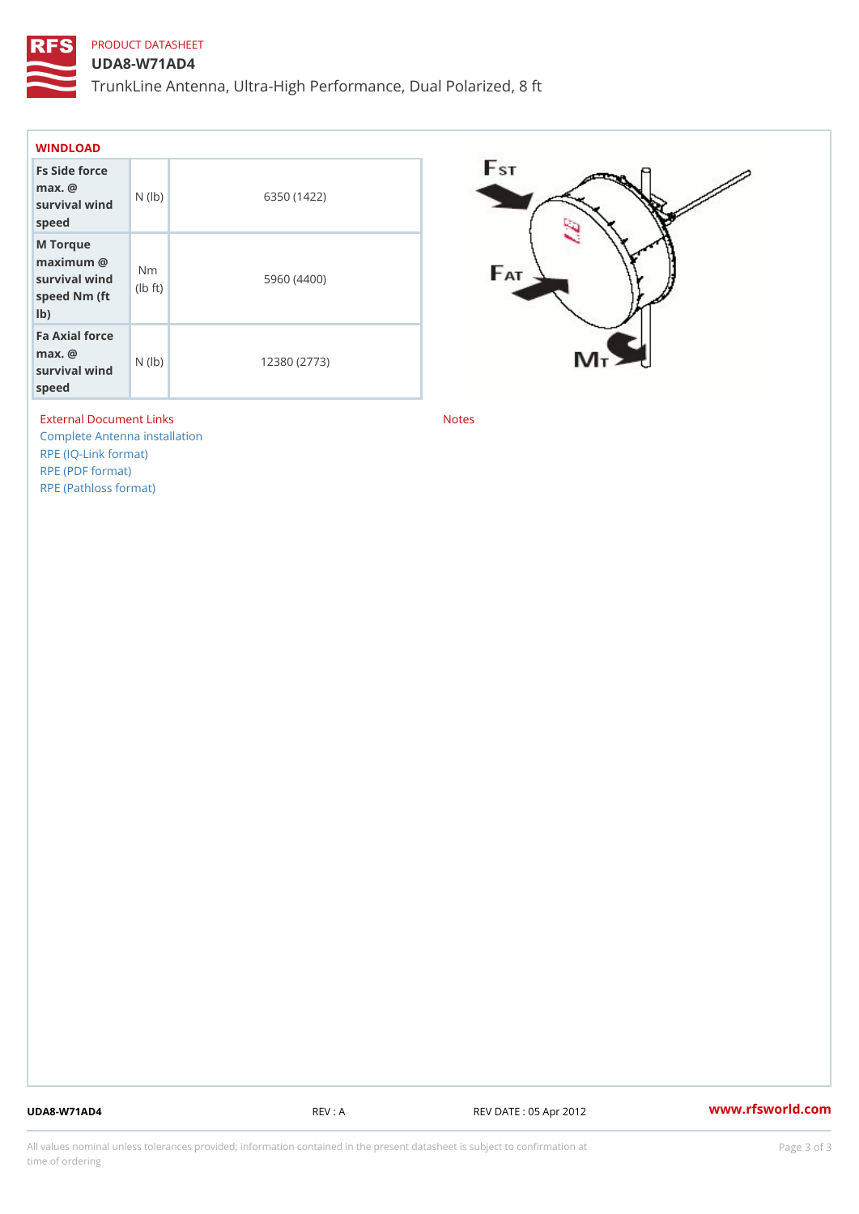PRODUCT DATASHEET

UDA8-W71AD4

TrunkLine Antenna, Ultra-High Performance, Dual Polarized, 8 ft

## WINDLOAD

| | | |
|---|---|---|
| Fs Side force max. @ survival wind speed | N (lb) | 6350 (1422) |
| M Torque maximum @ survival wind speed Nm (ft lb) | Nm (lb ft) | 5960 (4400) |
| Fa Axial force max. @ survival wind speed | N (lb) | 12380 (2773) |

FST

FAT

MT

External Document Links

Complete Antenna installation

RPE (IQ-Link format)

RPE (PDF format)

RPE (Pathloss format)

Notes

UDA8-W71AD4 REV : A REV DATE : 05 Apr 2012 www.rfsworld.com

All values nominal unless tolerances provided; information contained in the present datasheet is subject to confirmation at time of ordering